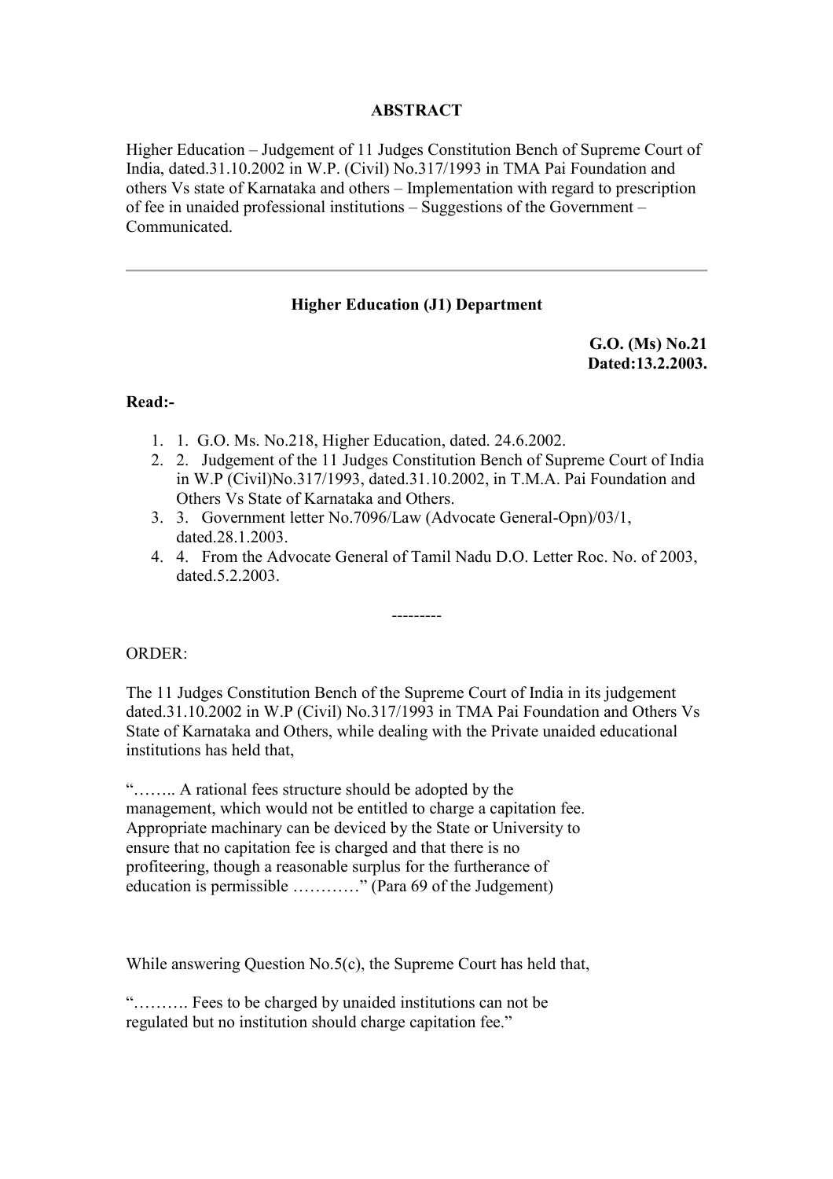**ABSTRACT**

Higher Education – Judgement of 11 Judges Constitution Bench of Supreme Court of India, dated.31.10.2002 in W.P. (Civil) No.317/1993 in TMA Pai Foundation and others Vs state of Karnataka and others – Implementation with regard to prescription of fee in unaided professional institutions – Suggestions of the Government – Communicated.

---

**Higher Education (J1) Department**

**G.O. (Ms) No.21**
**Dated:13.2.2003.**

**Read:-**

1. 1. G.O. Ms. No.218, Higher Education, dated. 24.6.2002.
2. 2. Judgement of the 11 Judges Constitution Bench of Supreme Court of India in W.P (Civil)No.317/1993, dated.31.10.2002, in T.M.A. Pai Foundation and Others Vs State of Karnataka and Others.
3. 3. Government letter No.7096/Law (Advocate General-Opn)/03/1, dated.28.1.2003.
4. 4. From the Advocate General of Tamil Nadu D.O. Letter Roc. No. of 2003, dated.5.2.2003.

---------

ORDER:

The 11 Judges Constitution Bench of the Supreme Court of India in its judgement dated.31.10.2002 in W.P (Civil) No.317/1993 in TMA Pai Foundation and Others Vs State of Karnataka and Others, while dealing with the Private unaided educational institutions has held that,

"…….. A rational fees structure should be adopted by the management, which would not be entitled to charge a capitation fee. Appropriate machinary can be deviced by the State or University to ensure that no capitation fee is charged and that there is no profiteering, though a reasonable surplus for the furtherance of education is permissible …………" (Para 69 of the Judgement)

While answering Question No.5(c), the Supreme Court has held that,

"………. Fees to be charged by unaided institutions can not be regulated but no institution should charge capitation fee."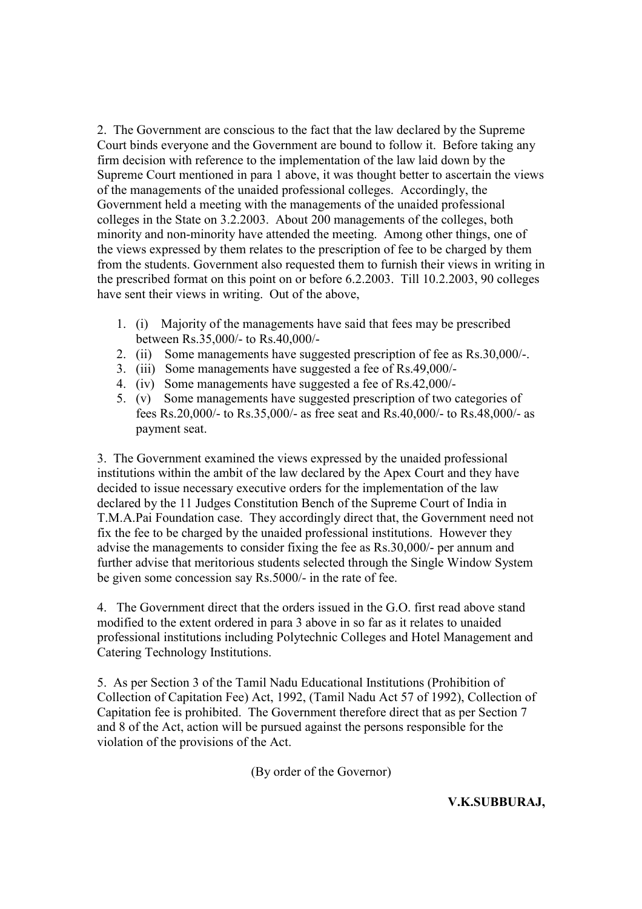2. The Government are conscious to the fact that the law declared by the Supreme Court binds everyone and the Government are bound to follow it. Before taking any firm decision with reference to the implementation of the law laid down by the Supreme Court mentioned in para 1 above, it was thought better to ascertain the views of the managements of the unaided professional colleges. Accordingly, the Government held a meeting with the managements of the unaided professional colleges in the State on 3.2.2003. About 200 managements of the colleges, both minority and non-minority have attended the meeting. Among other things, one of the views expressed by them relates to the prescription of fee to be charged by them from the students. Government also requested them to furnish their views in writing in the prescribed format on this point on or before 6.2.2003. Till 10.2.2003, 90 colleges have sent their views in writing. Out of the above,

1. (i) Majority of the managements have said that fees may be prescribed between Rs.35,000/- to Rs.40,000/-
2. (ii) Some managements have suggested prescription of fee as Rs.30,000/-.
3. (iii) Some managements have suggested a fee of Rs.49,000/-
4. (iv) Some managements have suggested a fee of Rs.42,000/-
5. (v) Some managements have suggested prescription of two categories of fees Rs.20,000/- to Rs.35,000/- as free seat and Rs.40,000/- to Rs.48,000/- as payment seat.

3. The Government examined the views expressed by the unaided professional institutions within the ambit of the law declared by the Apex Court and they have decided to issue necessary executive orders for the implementation of the law declared by the 11 Judges Constitution Bench of the Supreme Court of India in T.M.A.Pai Foundation case. They accordingly direct that, the Government need not fix the fee to be charged by the unaided professional institutions. However they advise the managements to consider fixing the fee as Rs.30,000/- per annum and further advise that meritorious students selected through the Single Window System be given some concession say Rs.5000/- in the rate of fee.

4. The Government direct that the orders issued in the G.O. first read above stand modified to the extent ordered in para 3 above in so far as it relates to unaided professional institutions including Polytechnic Colleges and Hotel Management and Catering Technology Institutions.

5. As per Section 3 of the Tamil Nadu Educational Institutions (Prohibition of Collection of Capitation Fee) Act, 1992, (Tamil Nadu Act 57 of 1992), Collection of Capitation fee is prohibited. The Government therefore direct that as per Section 7 and 8 of the Act, action will be pursued against the persons responsible for the violation of the provisions of the Act.

(By order of the Governor)

**V.K.SUBBURAJ,**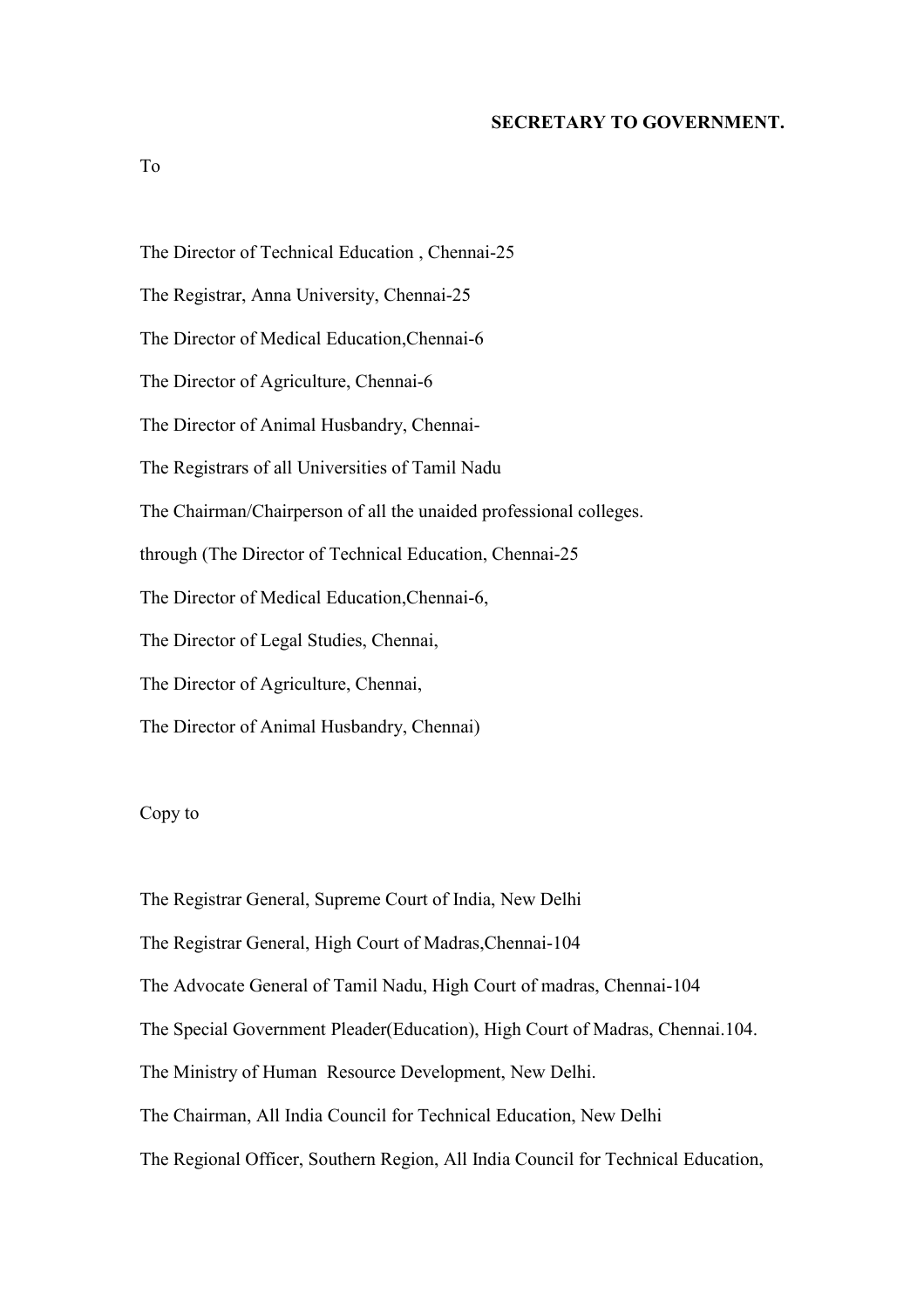**SECRETARY TO GOVERNMENT.**

To

The Director of Technical Education , Chennai-25

The Registrar, Anna University, Chennai-25

The Director of Medical Education,Chennai-6

The Director of Agriculture, Chennai-6

The Director of Animal Husbandry, Chennai-

The Registrars of all Universities of Tamil Nadu

The Chairman/Chairperson of all the unaided professional colleges.

through (The Director of Technical Education, Chennai-25

The Director of Medical Education,Chennai-6,

The Director of Legal Studies, Chennai,

The Director of Agriculture, Chennai,

The Director of Animal Husbandry, Chennai)

Copy to

The Registrar General, Supreme Court of India, New Delhi

The Registrar General, High Court of Madras,Chennai-104

The Advocate General of Tamil Nadu, High Court of madras, Chennai-104

The Special Government Pleader(Education), High Court of Madras, Chennai.104.

The Ministry of Human Resource Development, New Delhi.

The Chairman, All India Council for Technical Education, New Delhi

The Regional Officer, Southern Region, All India Council for Technical Education,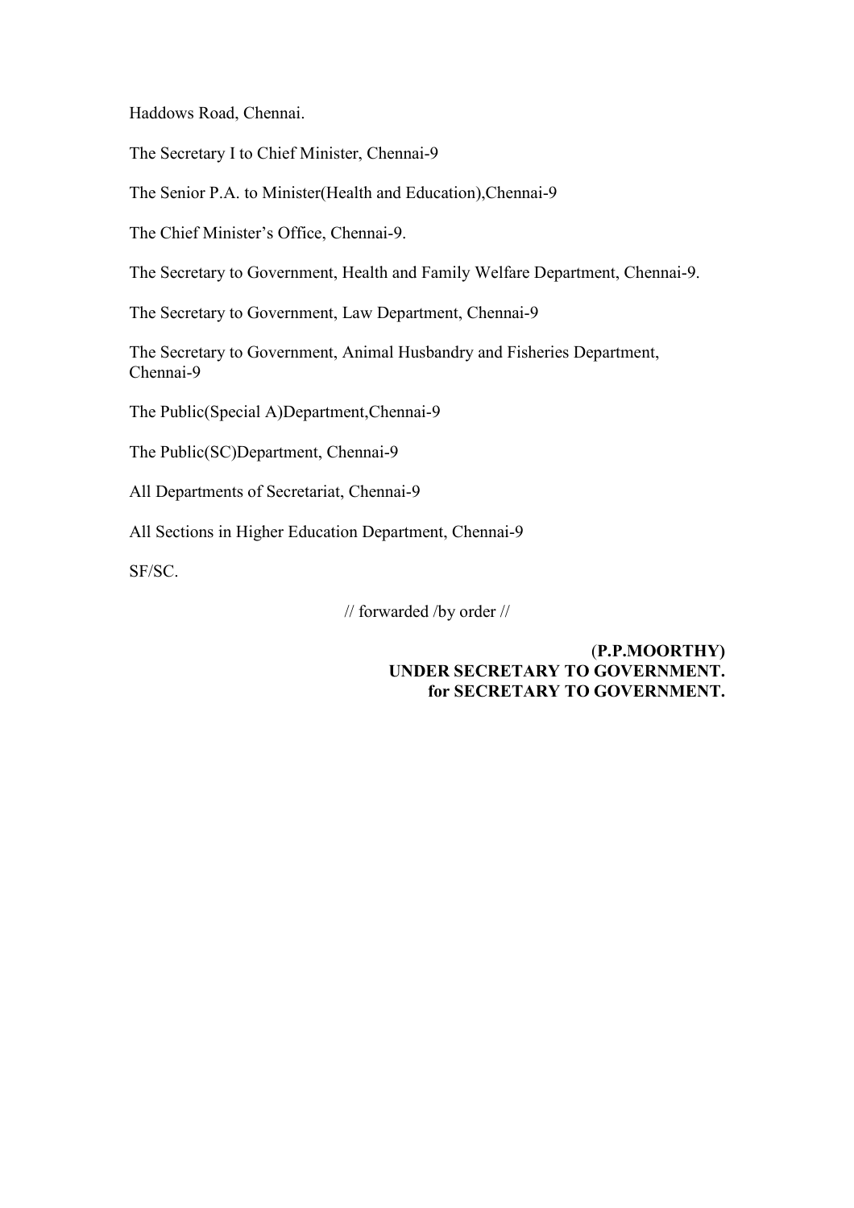Haddows Road, Chennai.

The Secretary I to Chief Minister, Chennai-9

The Senior P.A. to Minister(Health and Education),Chennai-9

The Chief Minister's Office, Chennai-9.

The Secretary to Government, Health and Family Welfare Department, Chennai-9.

The Secretary to Government, Law Department, Chennai-9

The Secretary to Government, Animal Husbandry and Fisheries Department, Chennai-9

The Public(Special A)Department,Chennai-9

The Public(SC)Department, Chennai-9

All Departments of Secretariat, Chennai-9

All Sections in Higher Education Department, Chennai-9

SF/SC.

// forwarded /by order //

(**P.P.MOORTHY)**
**UNDER SECRETARY TO GOVERNMENT.**
**for SECRETARY TO GOVERNMENT.**